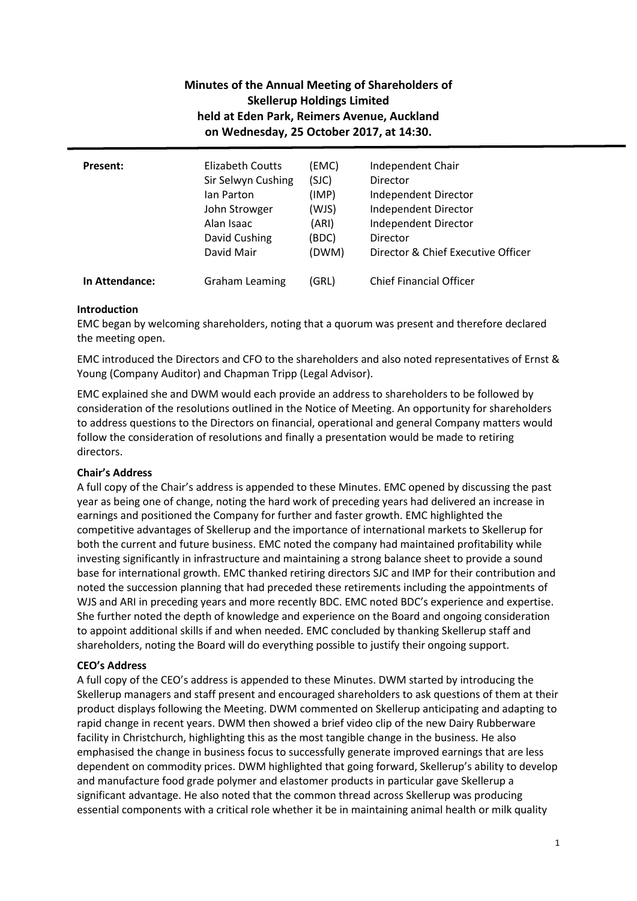# Minutes of the Annual Meeting of Shareholders of Skellerup Holdings Limited held at Eden Park, Reimers Avenue, Auckland on Wednesday, 25 October 2017, at 14:30.

| | | | |
|---|---|---|---|
| **Present:** | Elizabeth Coutts | (EMC) | Independent Chair |
| | Sir Selwyn Cushing | (SJC) | Director |
| | Ian Parton | (IMP) | Independent Director |
| | John Strowger | (WJS) | Independent Director |
| | Alan Isaac | (ARI) | Independent Director |
| | David Cushing | (BDC) | Director |
| | David Mair | (DWM) | Director & Chief Executive Officer |
| **In Attendance:** | Graham Leaming | (GRL) | Chief Financial Officer |

**Introduction**

EMC began by welcoming shareholders, noting that a quorum was present and therefore declared the meeting open.

EMC introduced the Directors and CFO to the shareholders and also noted representatives of Ernst & Young (Company Auditor) and Chapman Tripp (Legal Advisor).

EMC explained she and DWM would each provide an address to shareholders to be followed by consideration of the resolutions outlined in the Notice of Meeting. An opportunity for shareholders to address questions to the Directors on financial, operational and general Company matters would follow the consideration of resolutions and finally a presentation would be made to retiring directors.

**Chair's Address**

A full copy of the Chair's address is appended to these Minutes. EMC opened by discussing the past year as being one of change, noting the hard work of preceding years had delivered an increase in earnings and positioned the Company for further and faster growth. EMC highlighted the competitive advantages of Skellerup and the importance of international markets to Skellerup for both the current and future business. EMC noted the company had maintained profitability while investing significantly in infrastructure and maintaining a strong balance sheet to provide a sound base for international growth. EMC thanked retiring directors SJC and IMP for their contribution and noted the succession planning that had preceded these retirements including the appointments of WJS and ARI in preceding years and more recently BDC. EMC noted BDC's experience and expertise. She further noted the depth of knowledge and experience on the Board and ongoing consideration to appoint additional skills if and when needed. EMC concluded by thanking Skellerup staff and shareholders, noting the Board will do everything possible to justify their ongoing support.

**CEO's Address**

A full copy of the CEO's address is appended to these Minutes. DWM started by introducing the Skellerup managers and staff present and encouraged shareholders to ask questions of them at their product displays following the Meeting. DWM commented on Skellerup anticipating and adapting to rapid change in recent years. DWM then showed a brief video clip of the new Dairy Rubberware facility in Christchurch, highlighting this as the most tangible change in the business. He also emphasised the change in business focus to successfully generate improved earnings that are less dependent on commodity prices. DWM highlighted that going forward, Skellerup's ability to develop and manufacture food grade polymer and elastomer products in particular gave Skellerup a significant advantage. He also noted that the common thread across Skellerup was producing essential components with a critical role whether it be in maintaining animal health or milk quality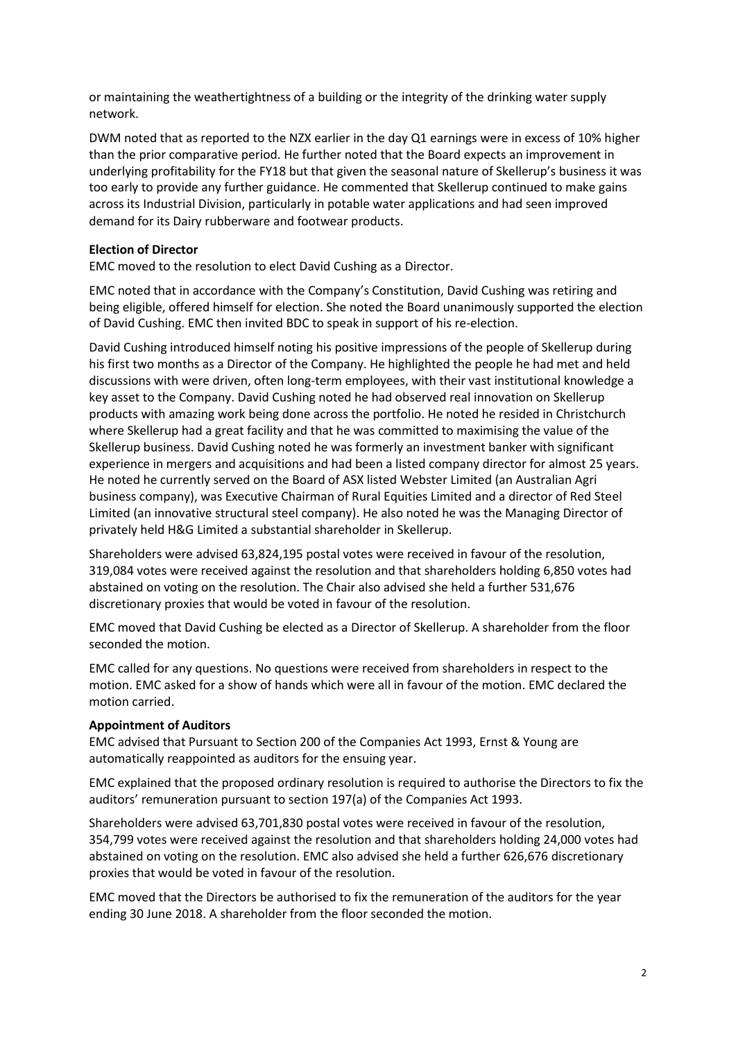or maintaining the weathertightness of a building or the integrity of the drinking water supply network.

DWM noted that as reported to the NZX earlier in the day Q1 earnings were in excess of 10% higher than the prior comparative period. He further noted that the Board expects an improvement in underlying profitability for the FY18 but that given the seasonal nature of Skellerup's business it was too early to provide any further guidance. He commented that Skellerup continued to make gains across its Industrial Division, particularly in potable water applications and had seen improved demand for its Dairy rubberware and footwear products.

**Election of Director**

EMC moved to the resolution to elect David Cushing as a Director.

EMC noted that in accordance with the Company's Constitution, David Cushing was retiring and being eligible, offered himself for election. She noted the Board unanimously supported the election of David Cushing. EMC then invited BDC to speak in support of his re-election.

David Cushing introduced himself noting his positive impressions of the people of Skellerup during his first two months as a Director of the Company. He highlighted the people he had met and held discussions with were driven, often long-term employees, with their vast institutional knowledge a key asset to the Company. David Cushing noted he had observed real innovation on Skellerup products with amazing work being done across the portfolio. He noted he resided in Christchurch where Skellerup had a great facility and that he was committed to maximising the value of the Skellerup business. David Cushing noted he was formerly an investment banker with significant experience in mergers and acquisitions and had been a listed company director for almost 25 years. He noted he currently served on the Board of ASX listed Webster Limited (an Australian Agri business company), was Executive Chairman of Rural Equities Limited and a director of Red Steel Limited (an innovative structural steel company). He also noted he was the Managing Director of privately held H&G Limited a substantial shareholder in Skellerup.

Shareholders were advised 63,824,195 postal votes were received in favour of the resolution, 319,084 votes were received against the resolution and that shareholders holding 6,850 votes had abstained on voting on the resolution. The Chair also advised she held a further 531,676 discretionary proxies that would be voted in favour of the resolution.

EMC moved that David Cushing be elected as a Director of Skellerup. A shareholder from the floor seconded the motion.

EMC called for any questions. No questions were received from shareholders in respect to the motion. EMC asked for a show of hands which were all in favour of the motion. EMC declared the motion carried.

**Appointment of Auditors**

EMC advised that Pursuant to Section 200 of the Companies Act 1993, Ernst & Young are automatically reappointed as auditors for the ensuing year.

EMC explained that the proposed ordinary resolution is required to authorise the Directors to fix the auditors' remuneration pursuant to section 197(a) of the Companies Act 1993.

Shareholders were advised 63,701,830 postal votes were received in favour of the resolution, 354,799 votes were received against the resolution and that shareholders holding 24,000 votes had abstained on voting on the resolution. EMC also advised she held a further 626,676 discretionary proxies that would be voted in favour of the resolution.

EMC moved that the Directors be authorised to fix the remuneration of the auditors for the year ending 30 June 2018. A shareholder from the floor seconded the motion.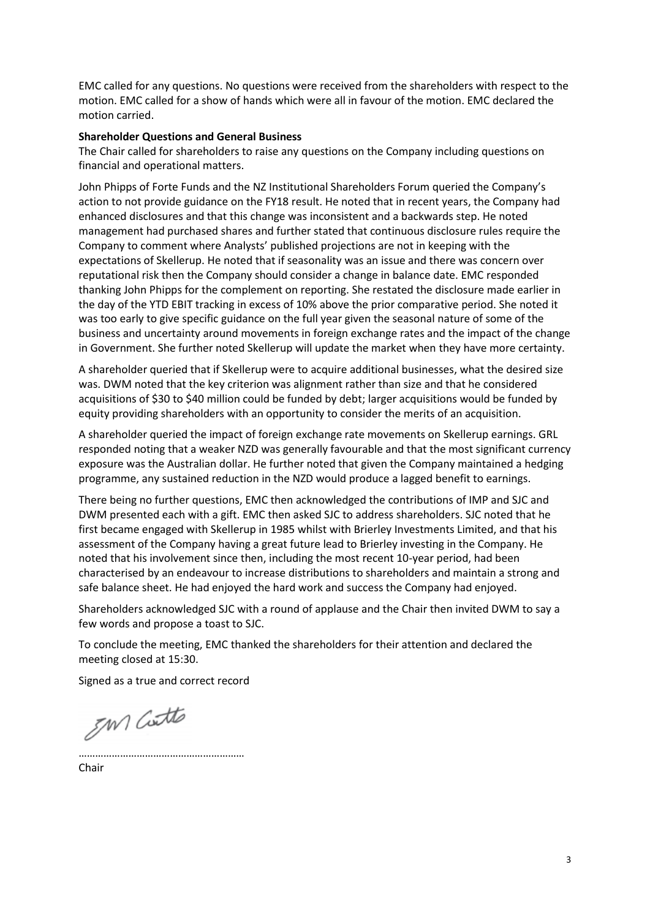EMC called for any questions. No questions were received from the shareholders with respect to the motion. EMC called for a show of hands which were all in favour of the motion. EMC declared the motion carried.

**Shareholder Questions and General Business**

The Chair called for shareholders to raise any questions on the Company including questions on financial and operational matters.

John Phipps of Forte Funds and the NZ Institutional Shareholders Forum queried the Company's action to not provide guidance on the FY18 result. He noted that in recent years, the Company had enhanced disclosures and that this change was inconsistent and a backwards step. He noted management had purchased shares and further stated that continuous disclosure rules require the Company to comment where Analysts' published projections are not in keeping with the expectations of Skellerup. He noted that if seasonality was an issue and there was concern over reputational risk then the Company should consider a change in balance date. EMC responded thanking John Phipps for the complement on reporting. She restated the disclosure made earlier in the day of the YTD EBIT tracking in excess of 10% above the prior comparative period. She noted it was too early to give specific guidance on the full year given the seasonal nature of some of the business and uncertainty around movements in foreign exchange rates and the impact of the change in Government. She further noted Skellerup will update the market when they have more certainty.

A shareholder queried that if Skellerup were to acquire additional businesses, what the desired size was. DWM noted that the key criterion was alignment rather than size and that he considered acquisitions of $30 to $40 million could be funded by debt; larger acquisitions would be funded by equity providing shareholders with an opportunity to consider the merits of an acquisition.

A shareholder queried the impact of foreign exchange rate movements on Skellerup earnings. GRL responded noting that a weaker NZD was generally favourable and that the most significant currency exposure was the Australian dollar. He further noted that given the Company maintained a hedging programme, any sustained reduction in the NZD would produce a lagged benefit to earnings.

There being no further questions, EMC then acknowledged the contributions of IMP and SJC and DWM presented each with a gift. EMC then asked SJC to address shareholders. SJC noted that he first became engaged with Skellerup in 1985 whilst with Brierley Investments Limited, and that his assessment of the Company having a great future lead to Brierley investing in the Company. He noted that his involvement since then, including the most recent 10-year period, had been characterised by an endeavour to increase distributions to shareholders and maintain a strong and safe balance sheet. He had enjoyed the hard work and success the Company had enjoyed.

Shareholders acknowledged SJC with a round of applause and the Chair then invited DWM to say a few words and propose a toast to SJC.

To conclude the meeting, EMC thanked the shareholders for their attention and declared the meeting closed at 15:30.

Signed as a true and correct record

EM Coutts

…………………………………………………

Chair